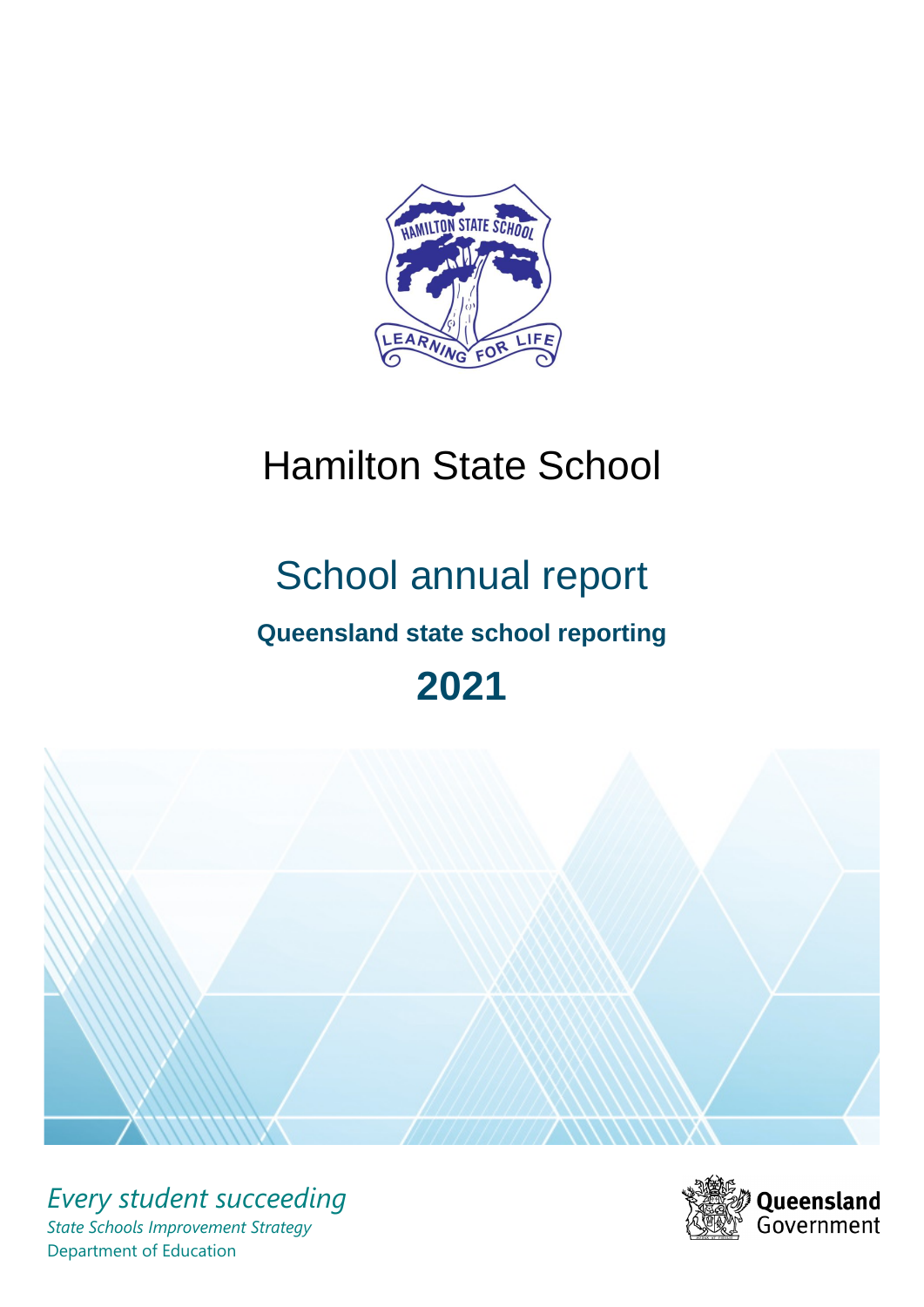# Hamilton State School

## School annual report

### Queensland state school reporting

## 2021

*Every student succeeding*

*State Schools Improvement Strategy*

Department of Education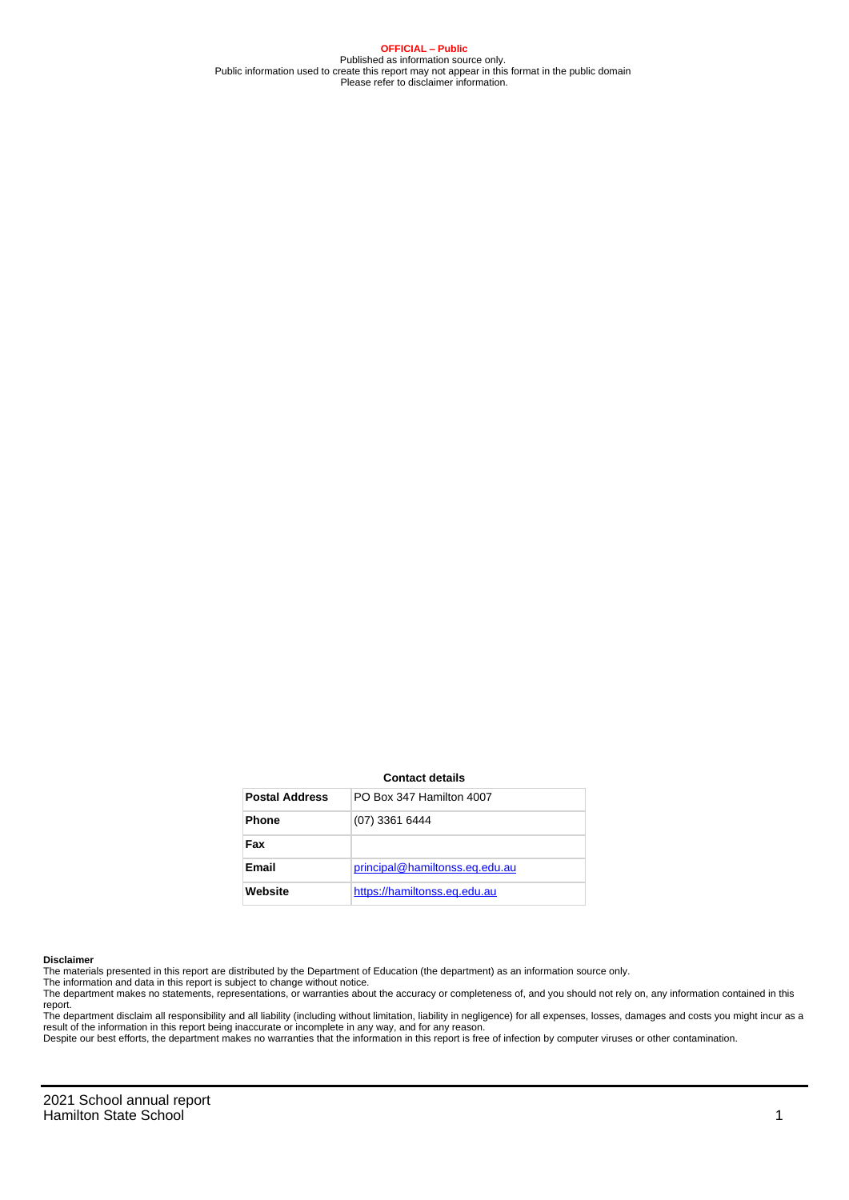**OFFICIAL – Public**
Published as information source only.
Public information used to create this report may not appear in this format in the public domain
Please refer to disclaimer information.

**Contact details**

| Postal Address | PO Box 347 Hamilton 4007 |
|---|---|
| Phone | (07) 3361 6444 |
| Fax | |
| Email | principal@hamiltonss.eq.edu.au |
| Website | https://hamiltonss.eq.edu.au |

**Disclaimer**

The materials presented in this report are distributed by the Department of Education (the department) as an information source only.
The information and data in this report is subject to change without notice.
The department makes no statements, representations, or warranties about the accuracy or completeness of, and you should not rely on, any information contained in this report.
The department disclaim all responsibility and all liability (including without limitation, liability in negligence) for all expenses, losses, damages and costs you might incur as a result of the information in this report being inaccurate or incomplete in any way, and for any reason.
Despite our best efforts, the department makes no warranties that the information in this report is free of infection by computer viruses or other contamination.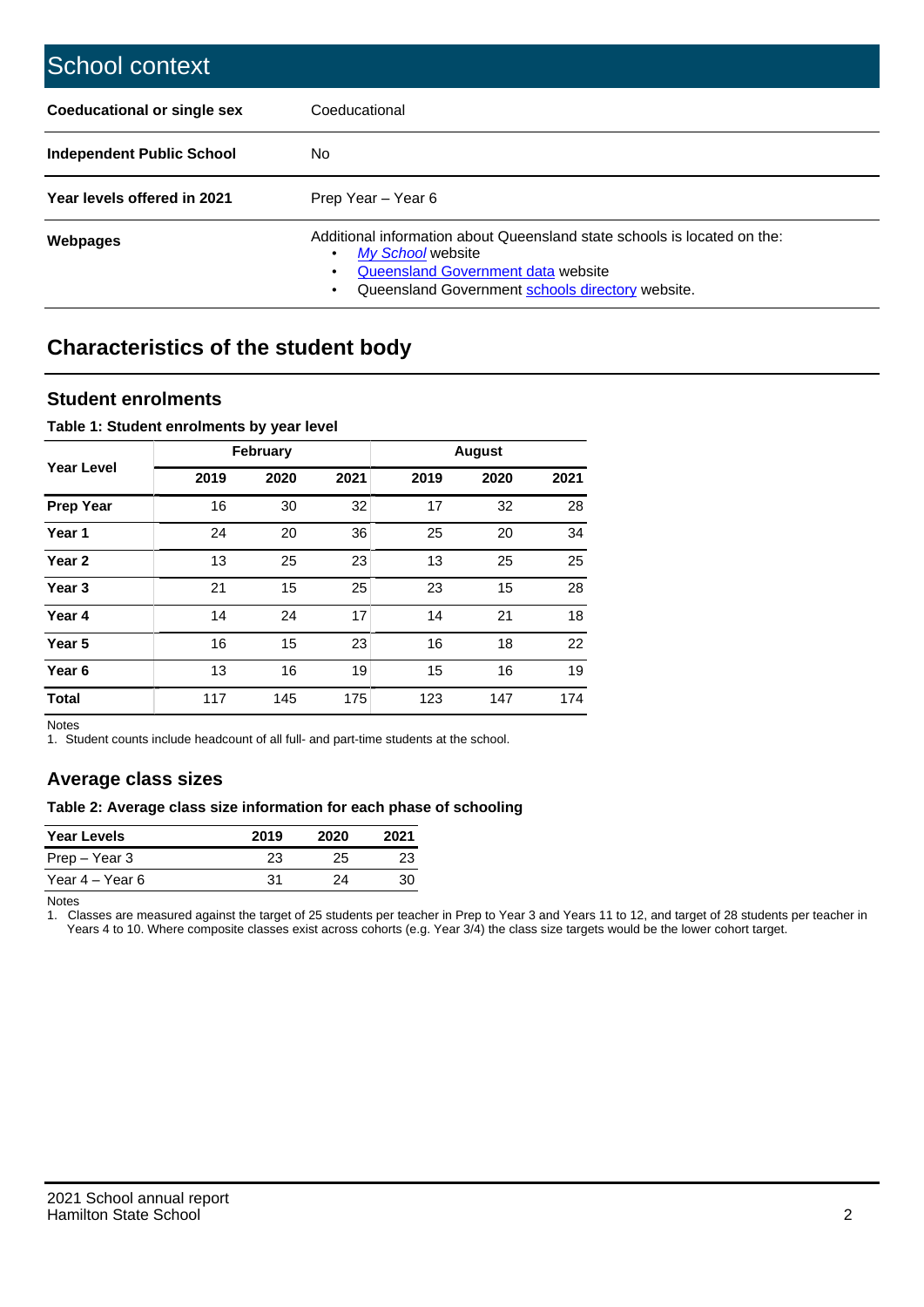# School context

| | |
|---|---|
| **Coeducational or single sex** | Coeducational |
| **Independent Public School** | No |
| **Year levels offered in 2021** | Prep Year – Year 6 |
| **Webpages** | Additional information about Queensland state schools is located on the: <br>• *My School* website <br>• Queensland Government data website <br>• Queensland Government schools directory website. |

## Characteristics of the student body

### Student enrolments

**Table 1: Student enrolments by year level**

| Year Level | February | | | August | | |
|---|---|---|---|---|---|---|
| | 2019 | 2020 | 2021 | 2019 | 2020 | 2021 |
| **Prep Year** | 16 | 30 | 32 | 17 | 32 | 28 |
| **Year 1** | 24 | 20 | 36 | 25 | 20 | 34 |
| **Year 2** | 13 | 25 | 23 | 13 | 25 | 25 |
| **Year 3** | 21 | 15 | 25 | 23 | 15 | 28 |
| **Year 4** | 14 | 24 | 17 | 14 | 21 | 18 |
| **Year 5** | 16 | 15 | 23 | 16 | 18 | 22 |
| **Year 6** | 13 | 16 | 19 | 15 | 16 | 19 |
| **Total** | 117 | 145 | 175 | 123 | 147 | 174 |

Notes

1. Student counts include headcount of all full- and part-time students at the school.

### Average class sizes

**Table 2: Average class size information for each phase of schooling**

| Year Levels | 2019 | 2020 | 2021 |
|---|---|---|---|
| Prep – Year 3 | 23 | 25 | 23 |
| Year 4 – Year 6 | 31 | 24 | 30 |

Notes

1. Classes are measured against the target of 25 students per teacher in Prep to Year 3 and Years 11 to 12, and target of 28 students per teacher in Years 4 to 10. Where composite classes exist across cohorts (e.g. Year 3/4) the class size targets would be the lower cohort target.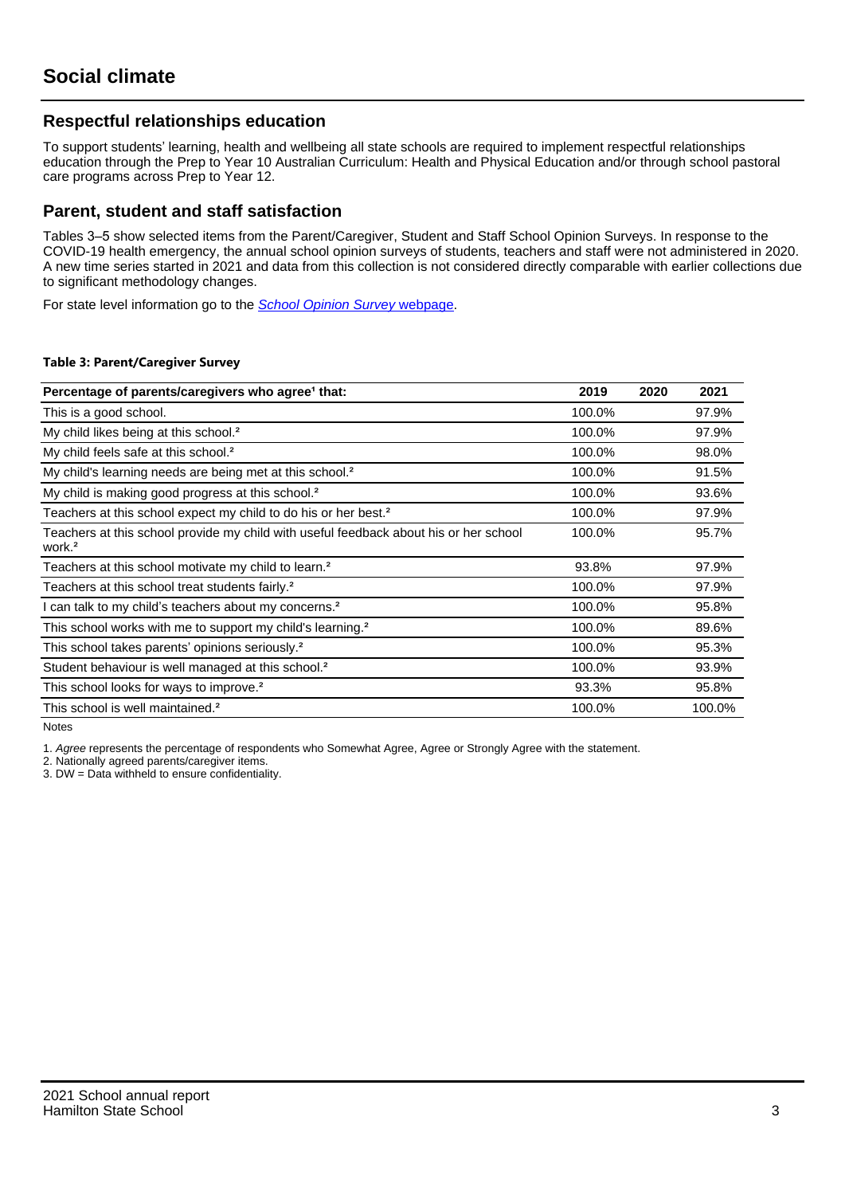# Social climate

## Respectful relationships education

To support students' learning, health and wellbeing all state schools are required to implement respectful relationships education through the Prep to Year 10 Australian Curriculum: Health and Physical Education and/or through school pastoral care programs across Prep to Year 12.

## Parent, student and staff satisfaction

Tables 3–5 show selected items from the Parent/Caregiver, Student and Staff School Opinion Surveys. In response to the COVID-19 health emergency, the annual school opinion surveys of students, teachers and staff were not administered in 2020. A new time series started in 2021 and data from this collection is not considered directly comparable with earlier collections due to significant methodology changes.

For state level information go to the *School Opinion Survey* webpage.

**Table 3: Parent/Caregiver Survey**

| Percentage of parents/caregivers who agree[1] that: | 2019 | 2020 | 2021 |
|---|---|---|---|
| This is a good school. | 100.0% | | 97.9% |
| My child likes being at this school.[2] | 100.0% | | 97.9% |
| My child feels safe at this school.[2] | 100.0% | | 98.0% |
| My child's learning needs are being met at this school.[2] | 100.0% | | 91.5% |
| My child is making good progress at this school.[2] | 100.0% | | 93.6% |
| Teachers at this school expect my child to do his or her best.[2] | 100.0% | | 97.9% |
| Teachers at this school provide my child with useful feedback about his or her school work.[2] | 100.0% | | 95.7% |
| Teachers at this school motivate my child to learn.[2] | 93.8% | | 97.9% |
| Teachers at this school treat students fairly.[2] | 100.0% | | 97.9% |
| I can talk to my child's teachers about my concerns.[2] | 100.0% | | 95.8% |
| This school works with me to support my child's learning.[2] | 100.0% | | 89.6% |
| This school takes parents' opinions seriously.[2] | 100.0% | | 95.3% |
| Student behaviour is well managed at this school.[2] | 100.0% | | 93.9% |
| This school looks for ways to improve.[2] | 93.3% | | 95.8% |
| This school is well maintained.[2] | 100.0% | | 100.0% |

Notes

1. *Agree* represents the percentage of respondents who Somewhat Agree, Agree or Strongly Agree with the statement.
2. Nationally agreed parents/caregiver items.
3. DW = Data withheld to ensure confidentiality.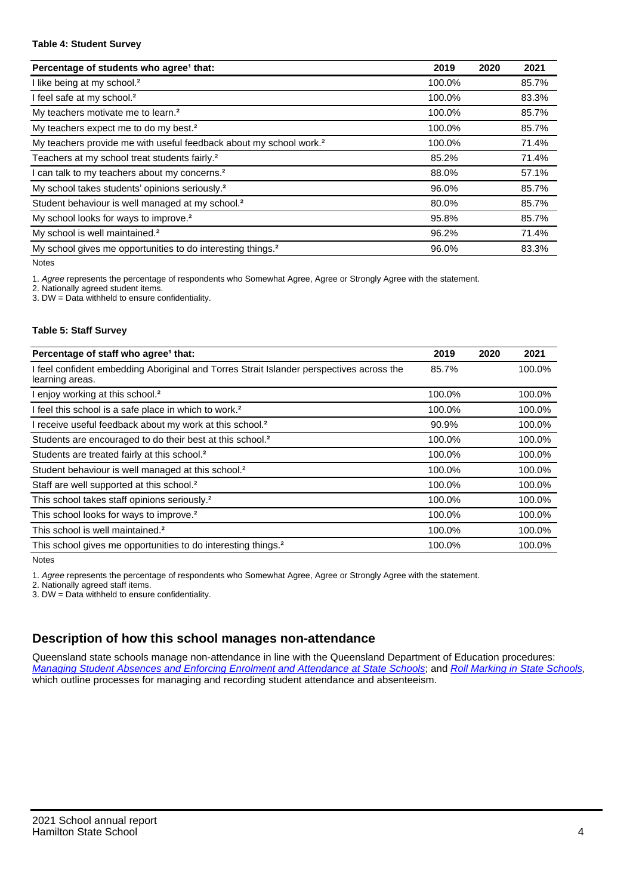**Table 4: Student Survey**

| Percentage of students who agree[1] that: | 2019 | 2020 | 2021 |
|---|---|---|---|
| I like being at my school.[2] | 100.0% | | 85.7% |
| I feel safe at my school.[2] | 100.0% | | 83.3% |
| My teachers motivate me to learn.[2] | 100.0% | | 85.7% |
| My teachers expect me to do my best.[2] | 100.0% | | 85.7% |
| My teachers provide me with useful feedback about my school work.[2] | 100.0% | | 71.4% |
| Teachers at my school treat students fairly.[2] | 85.2% | | 71.4% |
| I can talk to my teachers about my concerns.[2] | 88.0% | | 57.1% |
| My school takes students' opinions seriously.[2] | 96.0% | | 85.7% |
| Student behaviour is well managed at my school.[2] | 80.0% | | 85.7% |
| My school looks for ways to improve.[2] | 95.8% | | 85.7% |
| My school is well maintained.[2] | 96.2% | | 71.4% |
| My school gives me opportunities to do interesting things.[2] | 96.0% | | 83.3% |

Notes

1. *Agree* represents the percentage of respondents who Somewhat Agree, Agree or Strongly Agree with the statement.
2. Nationally agreed student items.
3. DW = Data withheld to ensure confidentiality.

**Table 5: Staff Survey**

| Percentage of staff who agree[1] that: | 2019 | 2020 | 2021 |
|---|---|---|---|
| I feel confident embedding Aboriginal and Torres Strait Islander perspectives across the learning areas. | 85.7% | | 100.0% |
| I enjoy working at this school.[2] | 100.0% | | 100.0% |
| I feel this school is a safe place in which to work.[2] | 100.0% | | 100.0% |
| I receive useful feedback about my work at this school.[2] | 90.9% | | 100.0% |
| Students are encouraged to do their best at this school.[2] | 100.0% | | 100.0% |
| Students are treated fairly at this school.[2] | 100.0% | | 100.0% |
| Student behaviour is well managed at this school.[2] | 100.0% | | 100.0% |
| Staff are well supported at this school.[2] | 100.0% | | 100.0% |
| This school takes staff opinions seriously.[2] | 100.0% | | 100.0% |
| This school looks for ways to improve.[2] | 100.0% | | 100.0% |
| This school is well maintained.[2] | 100.0% | | 100.0% |
| This school gives me opportunities to do interesting things.[2] | 100.0% | | 100.0% |

Notes

1. *Agree* represents the percentage of respondents who Somewhat Agree, Agree or Strongly Agree with the statement.
2. Nationally agreed staff items.
3. DW = Data withheld to ensure confidentiality.

## Description of how this school manages non-attendance

Queensland state schools manage non-attendance in line with the Queensland Department of Education procedures: *Managing Student Absences and Enforcing Enrolment and Attendance at State Schools*; and *Roll Marking in State Schools*, which outline processes for managing and recording student attendance and absenteeism.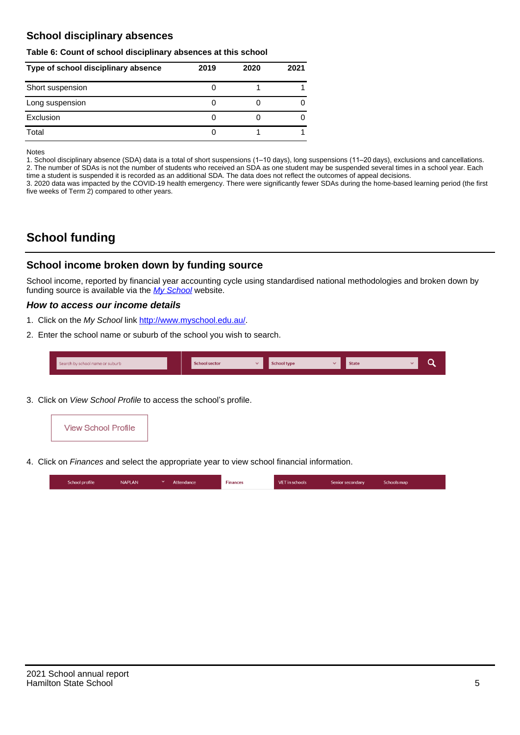## School disciplinary absences

**Table 6: Count of school disciplinary absences at this school**

| Type of school disciplinary absence | 2019 | 2020 | 2021 |
|---|---|---|---|
| Short suspension | 0 | 1 | 1 |
| Long suspension | 0 | 0 | 0 |
| Exclusion | 0 | 0 | 0 |
| Total | 0 | 1 | 1 |

Notes
1. School disciplinary absence (SDA) data is a total of short suspensions (1–10 days), long suspensions (11–20 days), exclusions and cancellations.
2. The number of SDAs is not the number of students who received an SDA as one student may be suspended several times in a school year. Each time a student is suspended it is recorded as an additional SDA. The data does not reflect the outcomes of appeal decisions.
3. 2020 data was impacted by the COVID-19 health emergency. There were significantly fewer SDAs during the home-based learning period (the first five weeks of Term 2) compared to other years.

# School funding

## School income broken down by funding source

School income, reported by financial year accounting cycle using standardised national methodologies and broken down by funding source is available via the *My School* website.

### *How to access our income details*

1. Click on the *My School* link http://www.myschool.edu.au/.
2. Enter the school name or suburb of the school you wish to search.

Search by school name or suburb | School sector | School type | State

3. Click on *View School Profile* to access the school's profile.

View School Profile

4. Click on *Finances* and select the appropriate year to view school financial information.

School profile | NAPLAN | Attendance | Finances | VET in schools | Senior secondary | Schools map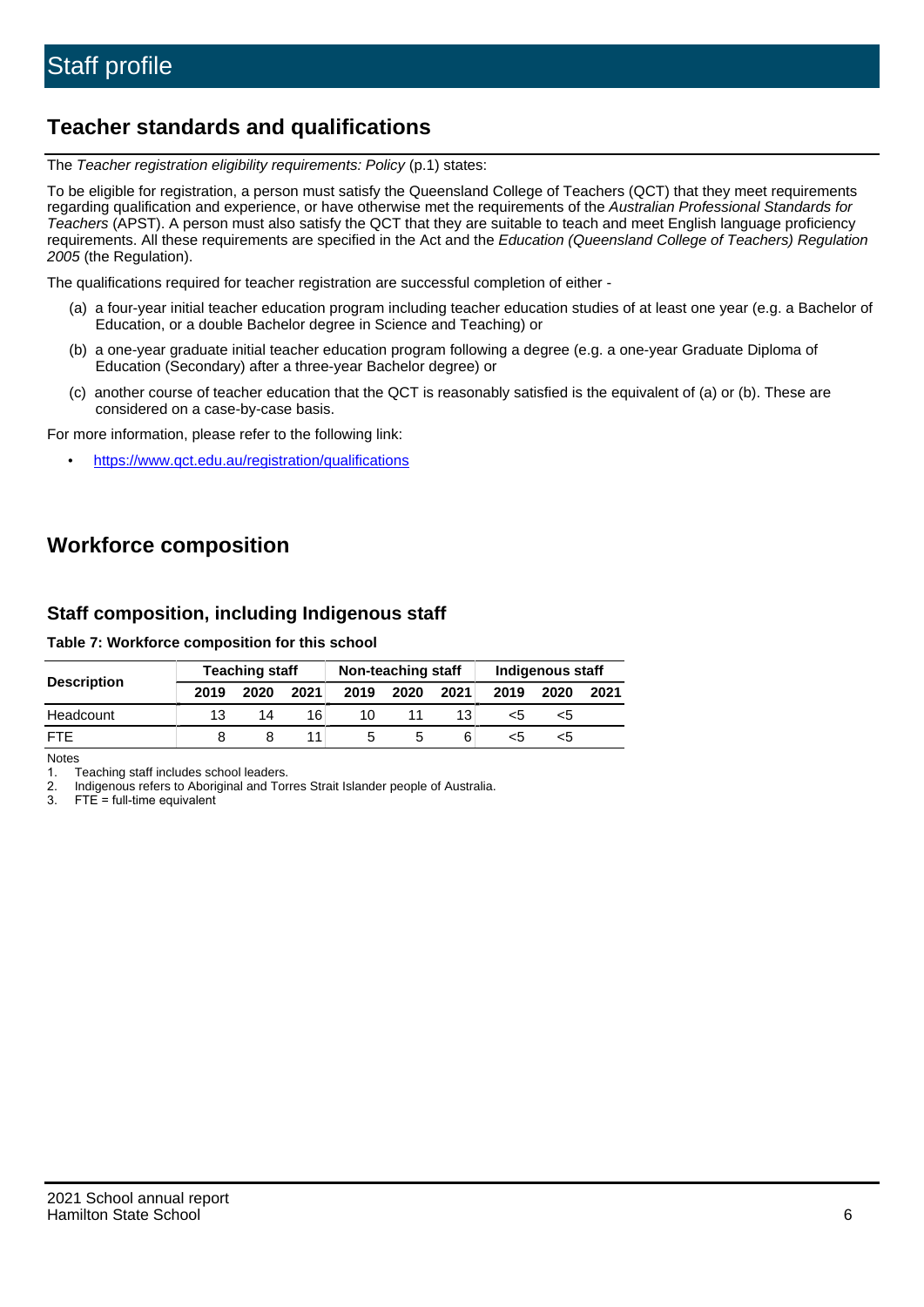# Staff profile

## Teacher standards and qualifications

The *Teacher registration eligibility requirements: Policy* (p.1) states:

To be eligible for registration, a person must satisfy the Queensland College of Teachers (QCT) that they meet requirements regarding qualification and experience, or have otherwise met the requirements of the *Australian Professional Standards for Teachers* (APST). A person must also satisfy the QCT that they are suitable to teach and meet English language proficiency requirements. All these requirements are specified in the Act and the *Education (Queensland College of Teachers) Regulation 2005* (the Regulation).

The qualifications required for teacher registration are successful completion of either -

(a) a four-year initial teacher education program including teacher education studies of at least one year (e.g. a Bachelor of Education, or a double Bachelor degree in Science and Teaching) or

(b) a one-year graduate initial teacher education program following a degree (e.g. a one-year Graduate Diploma of Education (Secondary) after a three-year Bachelor degree) or

(c) another course of teacher education that the QCT is reasonably satisfied is the equivalent of (a) or (b). These are considered on a case-by-case basis.

For more information, please refer to the following link:

- https://www.qct.edu.au/registration/qualifications

## Workforce composition

### Staff composition, including Indigenous staff

**Table 7: Workforce composition for this school**

| Description | Teaching staff | | | Non-teaching staff | | | Indigenous staff | | |
|---|---|---|---|---|---|---|---|---|---|
| | 2019 | 2020 | 2021 | 2019 | 2020 | 2021 | 2019 | 2020 | 2021 |
| Headcount | 13 | 14 | 16 | 10 | 11 | 13 | <5 | <5 | |
| FTE | 8 | 8 | 11 | 5 | 5 | 6 | <5 | <5 | |

Notes

1. Teaching staff includes school leaders.
2. Indigenous refers to Aboriginal and Torres Strait Islander people of Australia.
3. FTE = full-time equivalent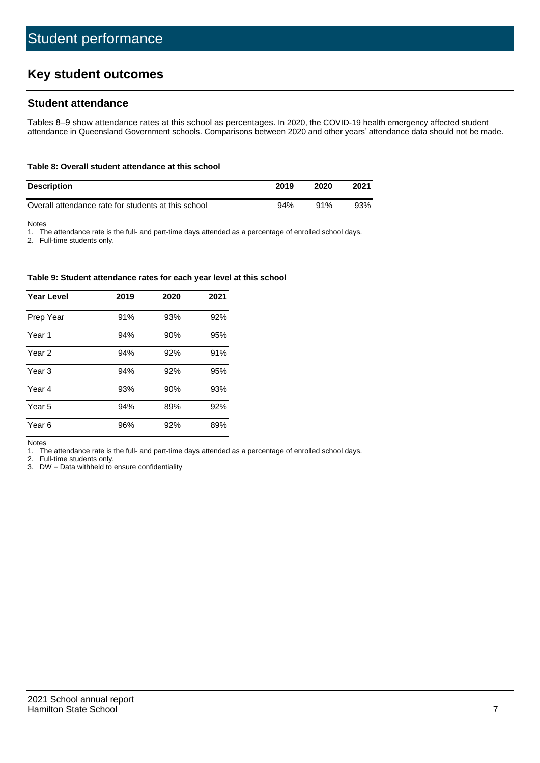# Student performance

## Key student outcomes

### Student attendance

Tables 8–9 show attendance rates at this school as percentages. In 2020, the COVID-19 health emergency affected student attendance in Queensland Government schools. Comparisons between 2020 and other years' attendance data should not be made.

**Table 8: Overall student attendance at this school**

| Description | 2019 | 2020 | 2021 |
|---|---|---|---|
| Overall attendance rate for students at this school | 94% | 91% | 93% |

Notes

1. The attendance rate is the full- and part-time days attended as a percentage of enrolled school days.
2. Full-time students only.

**Table 9: Student attendance rates for each year level at this school**

| Year Level | 2019 | 2020 | 2021 |
|---|---|---|---|
| Prep Year | 91% | 93% | 92% |
| Year 1 | 94% | 90% | 95% |
| Year 2 | 94% | 92% | 91% |
| Year 3 | 94% | 92% | 95% |
| Year 4 | 93% | 90% | 93% |
| Year 5 | 94% | 89% | 92% |
| Year 6 | 96% | 92% | 89% |

Notes

1. The attendance rate is the full- and part-time days attended as a percentage of enrolled school days.
2. Full-time students only.
3. DW = Data withheld to ensure confidentiality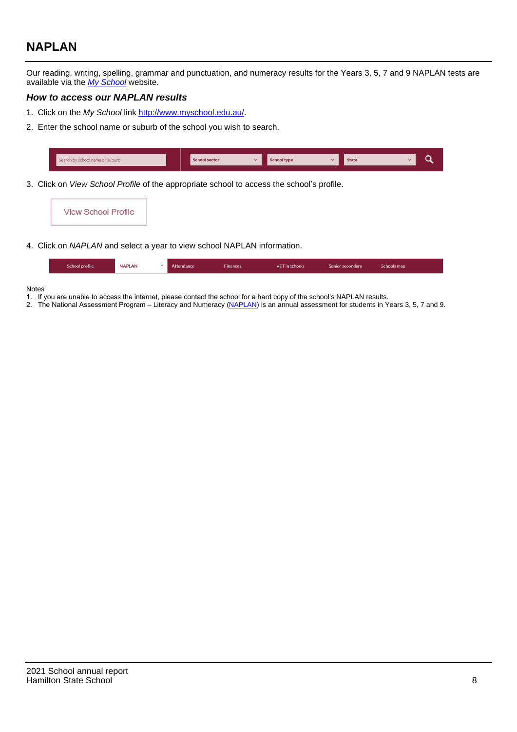## NAPLAN

Our reading, writing, spelling, grammar and punctuation, and numeracy results for the Years 3, 5, 7 and 9 NAPLAN tests are available via the *My School* website.

### *How to access our NAPLAN results*

1. Click on the *My School* link http://www.myschool.edu.au/.
2. Enter the school name or suburb of the school you wish to search.

Search by school name or suburb | School sector | School type | State

3. Click on *View School Profile* of the appropriate school to access the school's profile.

View School Profile

4. Click on *NAPLAN* and select a year to view school NAPLAN information.

School profile | NAPLAN | Attendance | Finances | VET in schools | Senior secondary | Schools map

Notes
1. If you are unable to access the internet, please contact the school for a hard copy of the school's NAPLAN results.
2. The National Assessment Program – Literacy and Numeracy (NAPLAN) is an annual assessment for students in Years 3, 5, 7 and 9.